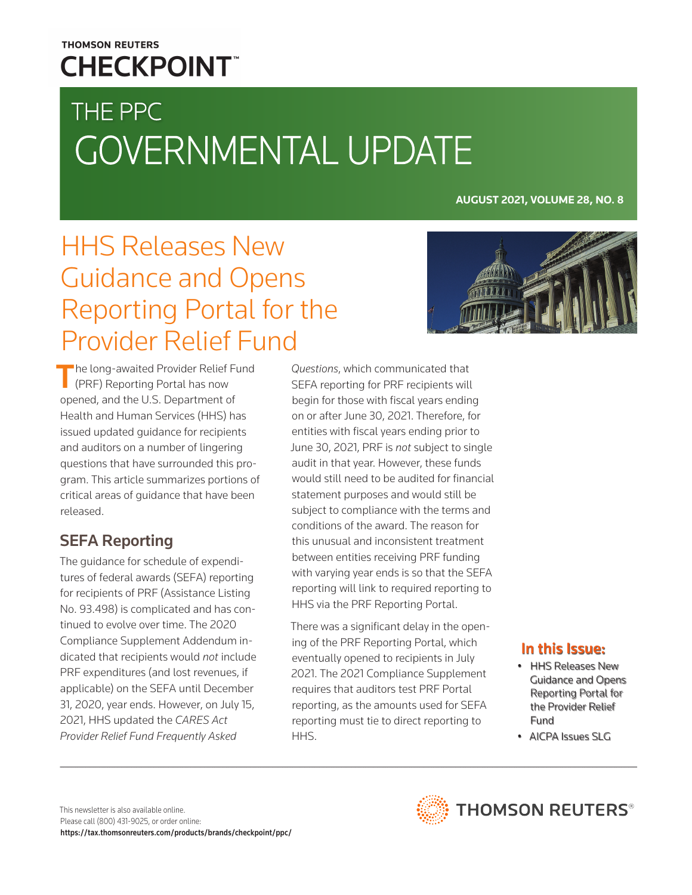THOMSON REUTERS
**CHECKPOINT™**

# THE PPC GOVERNMENTAL UPDATE

**AUGUST 2021, VOLUME 28, NO. 8**

## HHS Releases New Guidance and Opens Reporting Portal for the Provider Relief Fund

The long-awaited Provider Relief Fund (PRF) Reporting Portal has now opened, and the U.S. Department of Health and Human Services (HHS) has issued updated guidance for recipients and auditors on a number of lingering questions that have surrounded this program. This article summarizes portions of critical areas of guidance that have been released.

### SEFA Reporting

The guidance for schedule of expenditures of federal awards (SEFA) reporting for recipients of PRF (Assistance Listing No. 93.498) is complicated and has continued to evolve over time. The 2020 Compliance Supplement Addendum indicated that recipients would *not* include PRF expenditures (and lost revenues, if applicable) on the SEFA until December 31, 2020, year ends. However, on July 15, 2021, HHS updated the *CARES Act Provider Relief Fund Frequently Asked Questions*, which communicated that SEFA reporting for PRF recipients will begin for those with fiscal years ending on or after June 30, 2021. Therefore, for entities with fiscal years ending prior to June 30, 2021, PRF is *not* subject to single audit in that year. However, these funds would still need to be audited for financial statement purposes and would still be subject to compliance with the terms and conditions of the award. The reason for this unusual and inconsistent treatment between entities receiving PRF funding with varying year ends is so that the SEFA reporting will link to required reporting to HHS via the PRF Reporting Portal.

There was a significant delay in the opening of the PRF Reporting Portal, which eventually opened to recipients in July 2021. The 2021 Compliance Supplement requires that auditors test PRF Portal reporting, as the amounts used for SEFA reporting must tie to direct reporting to HHS.

**In this Issue:**

- HHS Releases New Guidance and Opens Reporting Portal for the Provider Relief Fund
- AICPA Issues SLG

This newsletter is also available online.
Please call (800) 431-9025, or order online:
**https://tax.thomsonreuters.com/products/brands/checkpoint/ppc/**

THOMSON REUTERS®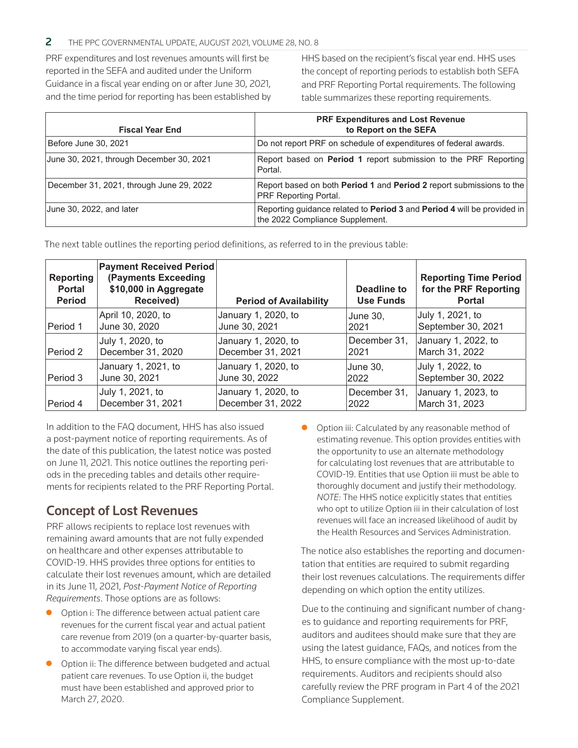PRF expenditures and lost revenues amounts will first be reported in the SEFA and audited under the Uniform Guidance in a fiscal year ending on or after June 30, 2021, and the time period for reporting has been established by HHS based on the recipient's fiscal year end. HHS uses the concept of reporting periods to establish both SEFA and PRF Reporting Portal requirements. The following table summarizes these reporting requirements.

| Fiscal Year End | PRF Expenditures and Lost Revenue to Report on the SEFA |
|---|---|
| Before June 30, 2021 | Do not report PRF on schedule of expenditures of federal awards. |
| June 30, 2021, through December 30, 2021 | Report based on **Period 1** report submission to the PRF Reporting Portal. |
| December 31, 2021, through June 29, 2022 | Report based on both **Period 1** and **Period 2** report submissions to the PRF Reporting Portal. |
| June 30, 2022, and later | Reporting guidance related to **Period 3** and **Period 4** will be provided in the 2022 Compliance Supplement. |

The next table outlines the reporting period definitions, as referred to in the previous table:

| Reporting Portal Period | Payment Received Period (Payments Exceeding $10,000 in Aggregate Received) | Period of Availability | Deadline to Use Funds | Reporting Time Period for the PRF Reporting Portal |
|---|---|---|---|---|
| Period 1 | April 10, 2020, to June 30, 2020 | January 1, 2020, to June 30, 2021 | June 30, 2021 | July 1, 2021, to September 30, 2021 |
| Period 2 | July 1, 2020, to December 31, 2020 | January 1, 2020, to December 31, 2021 | December 31, 2021 | January 1, 2022, to March 31, 2022 |
| Period 3 | January 1, 2021, to June 30, 2021 | January 1, 2020, to June 30, 2022 | June 30, 2022 | July 1, 2022, to September 30, 2022 |
| Period 4 | July 1, 2021, to December 31, 2021 | January 1, 2020, to December 31, 2022 | December 31, 2022 | January 1, 2023, to March 31, 2023 |

In addition to the FAQ document, HHS has also issued a post-payment notice of reporting requirements. As of the date of this publication, the latest notice was posted on June 11, 2021. This notice outlines the reporting periods in the preceding tables and details other requirements for recipients related to the PRF Reporting Portal.

## Concept of Lost Revenues

PRF allows recipients to replace lost revenues with remaining award amounts that are not fully expended on healthcare and other expenses attributable to COVID-19. HHS provides three options for entities to calculate their lost revenues amount, which are detailed in its June 11, 2021, *Post-Payment Notice of Reporting Requirements*. Those options are as follows:

- Option i: The difference between actual patient care revenues for the current fiscal year and actual patient care revenue from 2019 (on a quarter-by-quarter basis, to accommodate varying fiscal year ends).
- Option ii: The difference between budgeted and actual patient care revenues. To use Option ii, the budget must have been established and approved prior to March 27, 2020.
- Option iii: Calculated by any reasonable method of estimating revenue. This option provides entities with the opportunity to use an alternate methodology for calculating lost revenues that are attributable to COVID-19. Entities that use Option iii must be able to thoroughly document and justify their methodology. *NOTE:* The HHS notice explicitly states that entities who opt to utilize Option iii in their calculation of lost revenues will face an increased likelihood of audit by the Health Resources and Services Administration.

The notice also establishes the reporting and documentation that entities are required to submit regarding their lost revenues calculations. The requirements differ depending on which option the entity utilizes.

Due to the continuing and significant number of changes to guidance and reporting requirements for PRF, auditors and auditees should make sure that they are using the latest guidance, FAQs, and notices from the HHS, to ensure compliance with the most up-to-date requirements. Auditors and recipients should also carefully review the PRF program in Part 4 of the 2021 Compliance Supplement.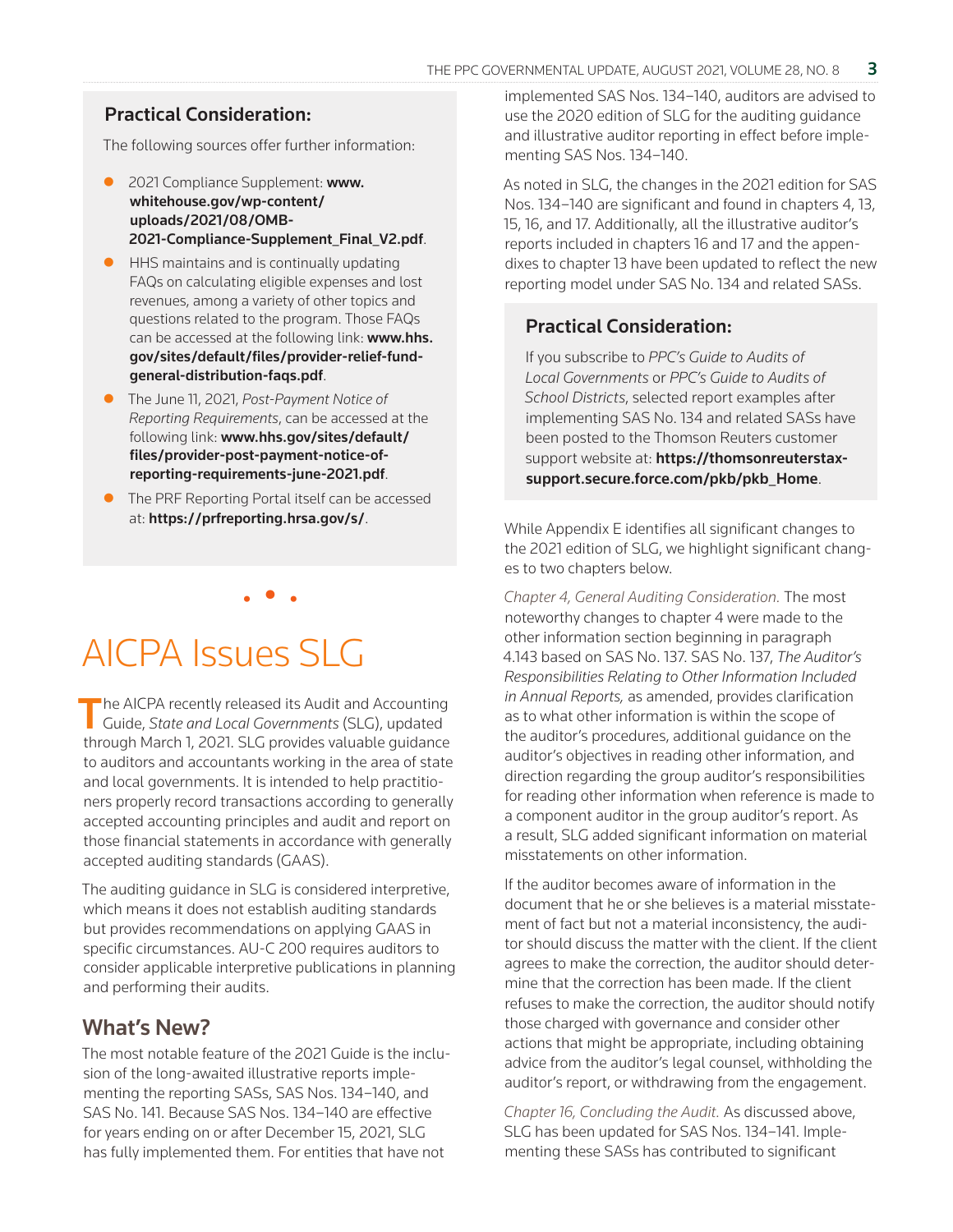**Practical Consideration:**

The following sources offer further information:

- 2021 Compliance Supplement: **www.whitehouse.gov/wp-content/uploads/2021/08/OMB-2021-Compliance-Supplement_Final_V2.pdf**.
- HHS maintains and is continually updating FAQs on calculating eligible expenses and lost revenues, among a variety of other topics and questions related to the program. Those FAQs can be accessed at the following link: **www.hhs.gov/sites/default/files/provider-relief-fund-general-distribution-faqs.pdf**.
- The June 11, 2021, *Post-Payment Notice of Reporting Requirements*, can be accessed at the following link: **www.hhs.gov/sites/default/files/provider-post-payment-notice-of-reporting-requirements-june-2021.pdf**.
- The PRF Reporting Portal itself can be accessed at: **https://prfreporting.hrsa.gov/s/**.

# AICPA Issues SLG

The AICPA recently released its Audit and Accounting Guide, *State and Local Governments* (SLG), updated through March 1, 2021. SLG provides valuable guidance to auditors and accountants working in the area of state and local governments. It is intended to help practitioners properly record transactions according to generally accepted accounting principles and audit and report on those financial statements in accordance with generally accepted auditing standards (GAAS).

The auditing guidance in SLG is considered interpretive, which means it does not establish auditing standards but provides recommendations on applying GAAS in specific circumstances. AU-C 200 requires auditors to consider applicable interpretive publications in planning and performing their audits.

## What's New?

The most notable feature of the 2021 Guide is the inclusion of the long-awaited illustrative reports implementing the reporting SASs, SAS Nos. 134–140, and SAS No. 141. Because SAS Nos. 134–140 are effective for years ending on or after December 15, 2021, SLG has fully implemented them. For entities that have not implemented SAS Nos. 134–140, auditors are advised to use the 2020 edition of SLG for the auditing guidance and illustrative auditor reporting in effect before implementing SAS Nos. 134–140.

As noted in SLG, the changes in the 2021 edition for SAS Nos. 134–140 are significant and found in chapters 4, 13, 15, 16, and 17. Additionally, all the illustrative auditor's reports included in chapters 16 and 17 and the appendixes to chapter 13 have been updated to reflect the new reporting model under SAS No. 134 and related SASs.

**Practical Consideration:**

If you subscribe to *PPC's Guide to Audits of Local Governments* or *PPC's Guide to Audits of School Districts*, selected report examples after implementing SAS No. 134 and related SASs have been posted to the Thomson Reuters customer support website at: **https://thomsonreuterstax-support.secure.force.com/pkb/pkb_Home**.

While Appendix E identifies all significant changes to the 2021 edition of SLG, we highlight significant changes to two chapters below.

*Chapter 4, General Auditing Consideration.* The most noteworthy changes to chapter 4 were made to the other information section beginning in paragraph 4.143 based on SAS No. 137. SAS No. 137, *The Auditor's Responsibilities Relating to Other Information Included in Annual Reports,* as amended, provides clarification as to what other information is within the scope of the auditor's procedures, additional guidance on the auditor's objectives in reading other information, and direction regarding the group auditor's responsibilities for reading other information when reference is made to a component auditor in the group auditor's report. As a result, SLG added significant information on material misstatements on other information.

If the auditor becomes aware of information in the document that he or she believes is a material misstatement of fact but not a material inconsistency, the auditor should discuss the matter with the client. If the client agrees to make the correction, the auditor should determine that the correction has been made. If the client refuses to make the correction, the auditor should notify those charged with governance and consider other actions that might be appropriate, including obtaining advice from the auditor's legal counsel, withholding the auditor's report, or withdrawing from the engagement.

*Chapter 16, Concluding the Audit.* As discussed above, SLG has been updated for SAS Nos. 134–141. Implementing these SASs has contributed to significant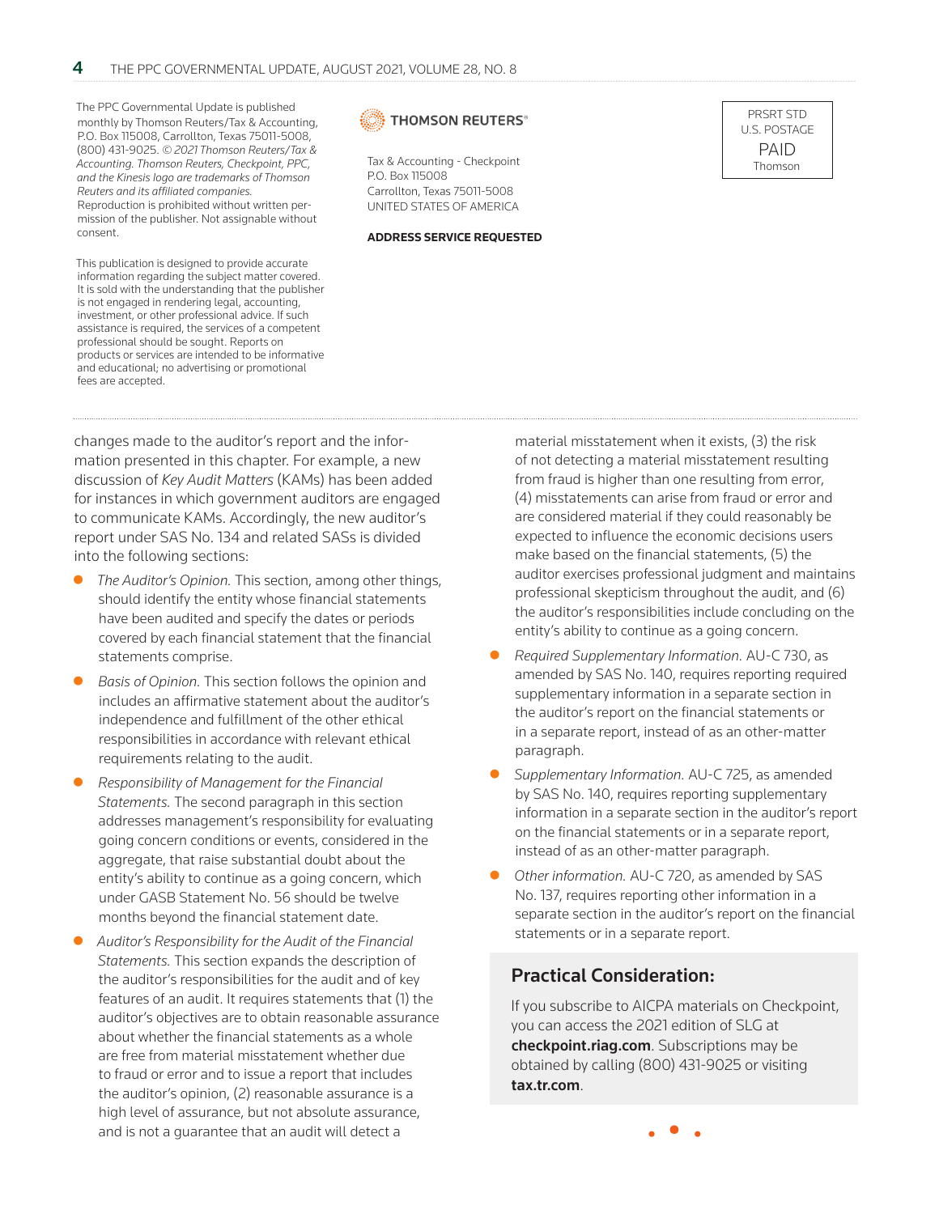The PPC Governmental Update is published monthly by Thomson Reuters/Tax & Accounting, P.O. Box 115008, Carrollton, Texas 75011-5008, (800) 431-9025. *© 2021 Thomson Reuters/Tax & Accounting. Thomson Reuters, Checkpoint, PPC, and the Kinesis logo are trademarks of Thomson Reuters and its affiliated companies.* Reproduction is prohibited without written permission of the publisher. Not assignable without consent.

This publication is designed to provide accurate information regarding the subject matter covered. It is sold with the understanding that the publisher is not engaged in rendering legal, accounting, investment, or other professional advice. If such assistance is required, the services of a competent professional should be sought. Reports on products or services are intended to be informative and educational; no advertising or promotional fees are accepted.

**THOMSON REUTERS®**

Tax & Accounting - Checkpoint
P.O. Box 115008
Carrollton, Texas 75011-5008
UNITED STATES OF AMERICA

**ADDRESS SERVICE REQUESTED**

PRSRT STD
U.S. POSTAGE
PAID
Thomson

changes made to the auditor's report and the information presented in this chapter. For example, a new discussion of *Key Audit Matters* (KAMs) has been added for instances in which government auditors are engaged to communicate KAMs. Accordingly, the new auditor's report under SAS No. 134 and related SASs is divided into the following sections:

- *The Auditor's Opinion.* This section, among other things, should identify the entity whose financial statements have been audited and specify the dates or periods covered by each financial statement that the financial statements comprise.
- *Basis of Opinion.* This section follows the opinion and includes an affirmative statement about the auditor's independence and fulfillment of the other ethical responsibilities in accordance with relevant ethical requirements relating to the audit.
- *Responsibility of Management for the Financial Statements.* The second paragraph in this section addresses management's responsibility for evaluating going concern conditions or events, considered in the aggregate, that raise substantial doubt about the entity's ability to continue as a going concern, which under GASB Statement No. 56 should be twelve months beyond the financial statement date.
- *Auditor's Responsibility for the Audit of the Financial Statements.* This section expands the description of the auditor's responsibilities for the audit and of key features of an audit. It requires statements that (1) the auditor's objectives are to obtain reasonable assurance about whether the financial statements as a whole are free from material misstatement whether due to fraud or error and to issue a report that includes the auditor's opinion, (2) reasonable assurance is a high level of assurance, but not absolute assurance, and is not a guarantee that an audit will detect a material misstatement when it exists, (3) the risk of not detecting a material misstatement resulting from fraud is higher than one resulting from error, (4) misstatements can arise from fraud or error and are considered material if they could reasonably be expected to influence the economic decisions users make based on the financial statements, (5) the auditor exercises professional judgment and maintains professional skepticism throughout the audit, and (6) the auditor's responsibilities include concluding on the entity's ability to continue as a going concern.
- *Required Supplementary Information.* AU-C 730, as amended by SAS No. 140, requires reporting required supplementary information in a separate section in the auditor's report on the financial statements or in a separate report, instead of as an other-matter paragraph.
- *Supplementary Information.* AU-C 725, as amended by SAS No. 140, requires reporting supplementary information in a separate section in the auditor's report on the financial statements or in a separate report, instead of as an other-matter paragraph.
- *Other information.* AU-C 720, as amended by SAS No. 137, requires reporting other information in a separate section in the auditor's report on the financial statements or in a separate report.

## Practical Consideration:

If you subscribe to AICPA materials on Checkpoint, you can access the 2021 edition of SLG at **checkpoint.riag.com**. Subscriptions may be obtained by calling (800) 431-9025 or visiting **tax.tr.com**.